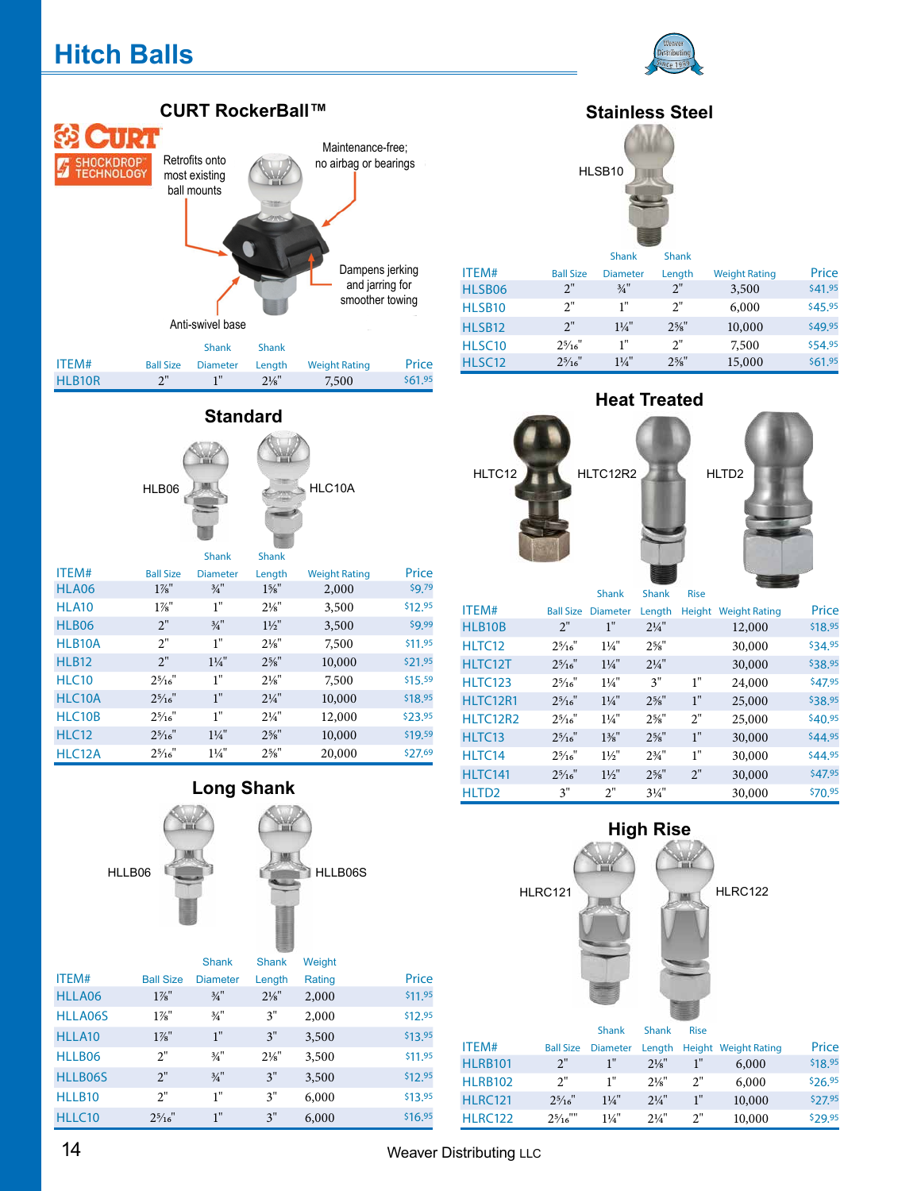# Hitch Balls

## CURT RockerBall™

CURT SHOCKDROP TECHNOLOGY

Retrofits onto most existing ball mounts

Maintenance-free; no airbag or bearings

Dampens jerking and jarring for smoother towing

Anti-swivel base

| ITEM# | Ball Size | Shank Diameter | Shank Length | Weight Rating | Price |
|---|---|---|---|---|---|
| HLB10R | 2" | 1" | 2⅛" | 7,500 | $61.95 |

## Standard

HLB06 HLC10A

| ITEM# | Ball Size | Shank Diameter | Shank Length | Weight Rating | Price |
|---|---|---|---|---|---|
| HLA06 | 1⅞" | ¾" | 1⅝" | 2,000 | $9.79 |
| HLA10 | 1⅞" | 1" | 2⅛" | 3,500 | $12.95 |
| HLB06 | 2" | ¾" | 1½" | 3,500 | $9.99 |
| HLB10A | 2" | 1" | 2⅛" | 7,500 | $11.95 |
| HLB12 | 2" | 1¼" | 2⅝" | 10,000 | $21.95 |
| HLC10 | 2⁵⁄₁₆" | 1" | 2⅛" | 7,500 | $15.59 |
| HLC10A | 2⁵⁄₁₆" | 1" | 2¼" | 10,000 | $18.95 |
| HLC10B | 2⁵⁄₁₆" | 1" | 2¼" | 12,000 | $23.95 |
| HLC12 | 2⁵⁄₁₆" | 1¼" | 2⅝" | 10,000 | $19.59 |
| HLC12A | 2⁵⁄₁₆" | 1¼" | 2⅝" | 20,000 | $27.69 |

## Long Shank

HLLB06 HLLB06S

| ITEM# | Ball Size | Shank Diameter | Shank Length | Weight Rating | Price |
|---|---|---|---|---|---|
| HLLA06 | 1⅞" | ¾" | 2⅛" | 2,000 | $11.95 |
| HLLA06S | 1⅞" | ¾" | 3" | 2,000 | $12.95 |
| HLLA10 | 1⅞" | 1" | 3" | 3,500 | $13.95 |
| HLLB06 | 2" | ¾" | 2⅛" | 3,500 | $11.95 |
| HLLB06S | 2" | ¾" | 3" | 3,500 | $12.95 |
| HLLB10 | 2" | 1" | 3" | 6,000 | $13.95 |
| HLLC10 | 2⁵⁄₁₆" | 1" | 3" | 6,000 | $16.95 |

## Stainless Steel

HLSB10

| ITEM# | Ball Size | Shank Diameter | Shank Length | Weight Rating | Price |
|---|---|---|---|---|---|
| HLSB06 | 2" | ¾" | 2" | 3,500 | $41.95 |
| HLSB10 | 2" | 1" | 2" | 6,000 | $45.95 |
| HLSB12 | 2" | 1¼" | 2⅝" | 10,000 | $49.95 |
| HLSC10 | 2⁵⁄₁₆" | 1" | 2" | 7,500 | $54.95 |
| HLSC12 | 2⁵⁄₁₆" | 1¼" | 2⅝" | 15,000 | $61.95 |

## Heat Treated

HLTC12 HLTC12R2 HLTD2

| ITEM# | Ball Size | Shank Diameter | Shank Length | Rise Height | Weight Rating | Price |
|---|---|---|---|---|---|---|
| HLB10B | 2" | 1" | 2¼" | | 12,000 | $18.95 |
| HLTC12 | 2⁵⁄₁₆" | 1¼" | 2⅝" | | 30,000 | $34.95 |
| HLTC12T | 2⁵⁄₁₆" | 1¼" | 2¼" | | 30,000 | $38.95 |
| HLTC123 | 2⁵⁄₁₆" | 1¼" | 3" | 1" | 24,000 | $47.95 |
| HLTC12R1 | 2⁵⁄₁₆" | 1¼" | 2⅝" | 1" | 25,000 | $38.95 |
| HLTC12R2 | 2⁵⁄₁₆" | 1¼" | 2⅝" | 2" | 25,000 | $40.95 |
| HLTC13 | 2⁵⁄₁₆" | 1⅜" | 2⅝" | 1" | 30,000 | $44.95 |
| HLTC14 | 2⁵⁄₁₆" | 1½" | 2¾" | 1" | 30,000 | $44.95 |
| HLTC141 | 2⁵⁄₁₆" | 1½" | 2⅝" | 2" | 30,000 | $47.95 |
| HLTD2 | 3" | 2" | 3¼" | | 30,000 | $70.95 |

## High Rise

HLRC121 HLRC122

| ITEM# | Ball Size | Shank Diameter | Shank Length | Rise Height | Weight Rating | Price |
|---|---|---|---|---|---|---|
| HLRB101 | 2" | 1" | 2⅛" | 1" | 6,000 | $18.95 |
| HLRB102 | 2" | 1" | 2⅛" | 2" | 6,000 | $26.95 |
| HLRC121 | 2⁵⁄₁₆" | 1¼" | 2¼" | 1" | 10,000 | $27.95 |
| HLRC122 | 2⁵⁄₁₆"" | 1¼" | 2¼" | 2" | 10,000 | $29.95 |

Weaver Distributing LLC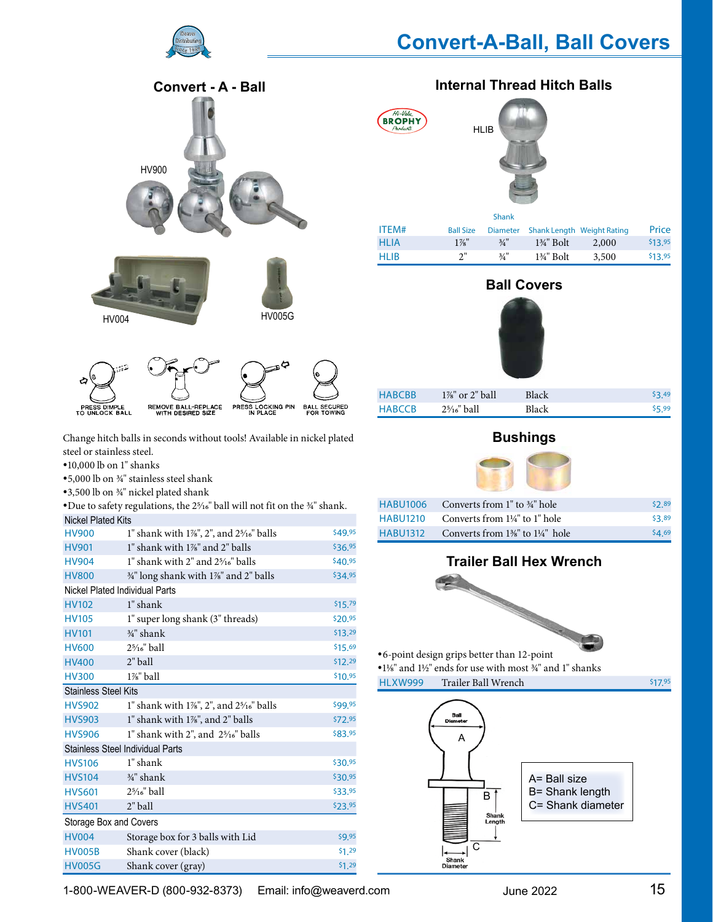# Convert-A-Ball, Ball Covers

## Convert - A - Ball

HV900

HV004

HV005G

PRESS DIMPLE TO UNLOCK BALL

REMOVE BALL-REPLACE WITH DESIRED SIZE

PRESS LOCKING PIN IN PLACE

BALL SECURED FOR TOWING

Change hitch balls in seconds without tools! Available in nickel plated steel or stainless steel.

- 10,000 lb on 1" shank
- 5,000 lb on ¾" stainless steel shank
- 3,500 lb on ¾" nickel plated shank
- Due to safety regulations, the 2⁵⁄₁₆" ball will not fit on the ¾" shank.

| | | |
|---|---|---|
| **Nickel Plated Kits** | | |
| HV900 | 1" shank with 1⅞", 2", and 2⁵⁄₁₆" balls | $49.95 |
| HV901 | 1" shank with 1⅞" and 2" balls | $36.95 |
| HV904 | 1" shank with 2" and 2⁵⁄₁₆" balls | $40.95 |
| HV800 | ¾" long shank with 1⅞" and 2" balls | $34.95 |
| **Nickel Plated Individual Parts** | | |
| HV102 | 1" shank | $15.79 |
| HV105 | 1" super long shank (3" threads) | $20.95 |
| HV101 | ¾" shank | $13.29 |
| HV600 | 2⁵⁄₁₆" ball | $15.69 |
| HV400 | 2" ball | $12.29 |
| HV300 | 1⅞" ball | $10.95 |
| **Stainless Steel Kits** | | |
| HVS902 | 1" shank with 1⅞", 2", and 2⁵⁄₁₆" balls | $99.95 |
| HVS903 | 1" shank with 1⅞", and 2" balls | $72.95 |
| HVS906 | 1" shank with 2", and 2⁵⁄₁₆" balls | $83.95 |
| **Stainless Steel Individual Parts** | | |
| HVS106 | 1" shank | $30.95 |
| HVS104 | ¾" shank | $30.95 |
| HVS601 | 2⁵⁄₁₆" ball | $33.95 |
| HVS401 | 2" ball | $23.95 |
| **Storage Box and Covers** | | |
| HV004 | Storage box for 3 balls with Lid | $9.95 |
| HV005B | Shank cover (black) | $1.29 |
| HV005G | Shank cover (gray) | $1.29 |

## Internal Thread Hitch Balls

Hi-Value BROPHY Products

HLIB

| ITEM# | Ball Size | Shank Diameter | Shank Length | Weight Rating | Price |
|---|---|---|---|---|---|
| HLIA | 1⅞" | ¾" | 1¾" Bolt | 2,000 | $13.95 |
| HLIB | 2" | ¾" | 1¾" Bolt | 3,500 | $13.95 |

## Ball Covers

| | | | |
|---|---|---|---|
| HABCBB | 1⅞" or 2" ball | Black | $3.49 |
| HABCCB | 2⁵⁄₁₆" ball | Black | $5.99 |

## Bushings

| | | |
|---|---|---|
| HABU1006 | Converts from 1" to ¾" hole | $2.89 |
| HABU1210 | Converts from 1¼" to 1" hole | $3.89 |
| HABU1312 | Converts from 1⅜" to 1¼" hole | $4.69 |

## Trailer Ball Hex Wrench

- 6-point design grips better than 12-point
- 1⅛" and 1½" ends for use with most ¾" and 1" shanks

| | | |
|---|---|---|
| HLXW999 | Trailer Ball Wrench | $17.95 |

Ball Diameter

A

B

Shank Length

C

Shank Diameter

A= Ball size
B= Shank length
C= Shank diameter

1-800-WEAVER-D (800-932-8373) Email: info@weaverd.com June 2022